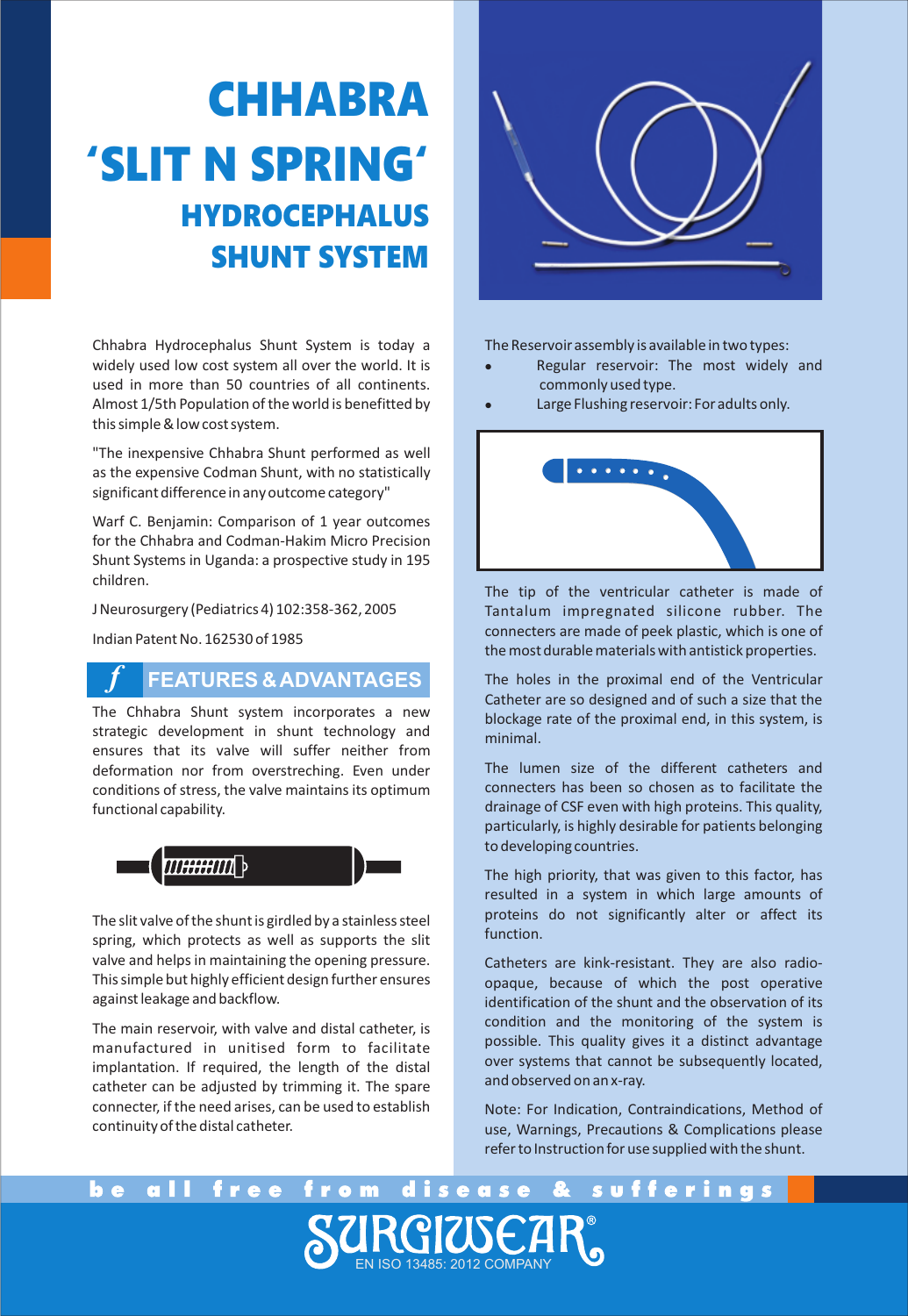# CHHABRA 'SLIT N SPRING'

## HYDROCEPHALUS SHUNT SYSTEM

Chhabra Hydrocephalus Shunt System is today a widely used low cost system all over the world. It is used in more than 50 countries of all continents. Almost 1/5th Population of the world is benefitted by this simple & low cost system.

"The inexpensive Chhabra Shunt performed as well as the expensive Codman Shunt, with no statistically significant difference in any outcome category"

Warf C. Benjamin: Comparison of 1 year outcomes for the Chhabra and Codman-Hakim Micro Precision Shunt Systems in Uganda: a prospective study in 195 children.

J Neurosurgery (Pediatrics 4) 102:358-362, 2005

Indian Patent No. 162530 of 1985

## FEATURES & ADVANTAGES

The Chhabra Shunt system incorporates a new strategic development in shunt technology and ensures that its valve will suffer neither from deformation nor from overstreching. Even under conditions of stress, the valve maintains its optimum functional capability.

The slit valve of the shunt is girdled by a stainless steel spring, which protects as well as supports the slit valve and helps in maintaining the opening pressure. This simple but highly efficient design further ensures against leakage and backflow.

The main reservoir, with valve and distal catheter, is manufactured in unitised form to facilitate implantation. If required, the length of the distal catheter can be adjusted by trimming it. The spare connecter, if the need arises, can be used to establish continuity of the distal catheter.

The Reservoir assembly is available in two types:

- Regular reservoir: The most widely and commonly used type.
- Large Flushing reservoir: For adults only.

The tip of the ventricular catheter is made of Tantalum impregnated silicone rubber. The connecters are made of peek plastic, which is one of the most durable materials with antistick properties.

The holes in the proximal end of the Ventricular Catheter are so designed and of such a size that the blockage rate of the proximal end, in this system, is minimal.

The lumen size of the different catheters and connecters has been so chosen as to facilitate the drainage of CSF even with high proteins. This quality, particularly, is highly desirable for patients belonging to developing countries.

The high priority, that was given to this factor, has resulted in a system in which large amounts of proteins do not significantly alter or affect its function.

Catheters are kink-resistant. They are also radio-opaque, because of which the post operative identification of the shunt and the observation of its condition and the monitoring of the system is possible. This quality gives it a distinct advantage over systems that cannot be subsequently located, and observed on an x-ray.

Note: For Indication, Contraindications, Method of use, Warnings, Precautions & Complications please refer to Instruction for use supplied with the shunt.

be all free from disease & sufferings

SURGIWEAR®

EN ISO 13485: 2012 COMPANY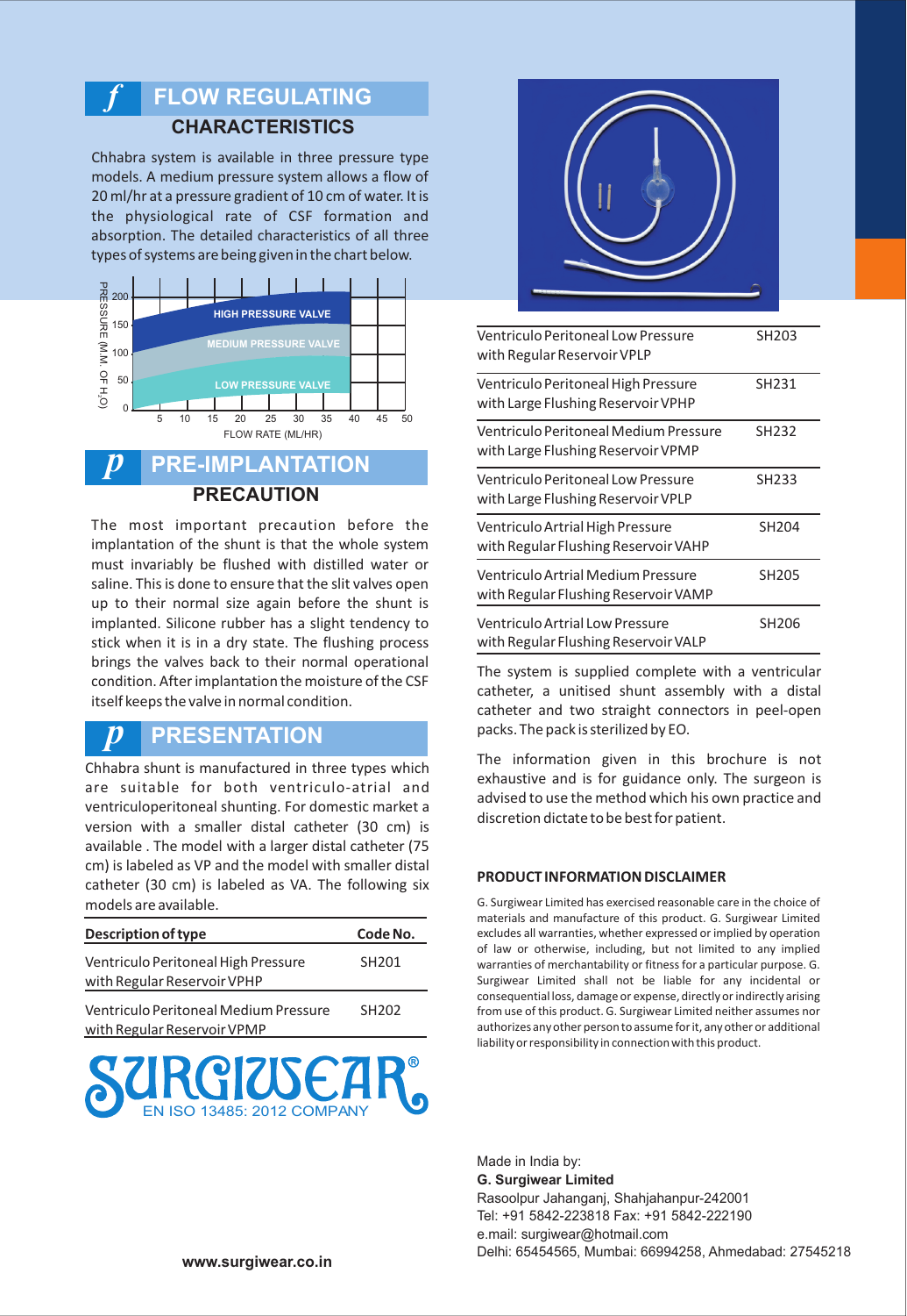## FLOW REGULATING CHARACTERISTICS

Chhabra system is available in three pressure type models. A medium pressure system allows a flow of 20 ml/hr at a pressure gradient of 10 cm of water. It is the physiological rate of CSF formation and absorption. The detailed characteristics of all three types of systems are being given in the chart below.

PRESSURE (M.M. OF $H_2O$)

200
150
100
50
0

HIGH PRESSURE VALVE
MEDIUM PRESSURE VALVE
LOW PRESSURE VALVE

5 10 15 20 25 30 35 40 45 50

FLOW RATE (ML/HR)

## PRE-IMPLANTATION PRECAUTION

The most important precaution before the implantation of the shunt is that the whole system must invariably be flushed with distilled water or saline. This is done to ensure that the slit valves open up to their normal size again before the shunt is implanted. Silicone rubber has a slight tendency to stick when it is in a dry state. The flushing process brings the valves back to their normal operational condition. After implantation the moisture of the CSF itself keeps the valve in normal condition.

## PRESENTATION

Chhabra shunt is manufactured in three types which are suitable for both ventriculo-atrial and ventriculoperitoneal shunting. For domestic market a version with a smaller distal catheter (30 cm) is available . The model with a larger distal catheter (75 cm) is labeled as VP and the model with smaller distal catheter (30 cm) is labeled as VA. The following six models are available.

| Description of type | Code No. |
|---|---|
| Ventriculo Peritoneal High Pressure with Regular Reservoir VPHP | SH201 |
| Ventriculo Peritoneal Medium Pressure with Regular Reservoir VPMP | SH202 |
| Ventriculo Peritoneal Low Pressure with Regular Reservoir VPLP | SH203 |
| Ventriculo Peritoneal High Pressure with Large Flushing Reservoir VPHP | SH231 |
| Ventriculo Peritoneal Medium Pressure with Large Flushing Reservoir VPMP | SH232 |
| Ventriculo Peritoneal Low Pressure with Large Flushing Reservoir VPLP | SH233 |
| Ventriculo Artrial High Pressure with Regular Flushing Reservoir VAHP | SH204 |
| Ventriculo Artrial Medium Pressure with Regular Flushing Reservoir VAMP | SH205 |
| Ventriculo Artrial Low Pressure with Regular Flushing Reservoir VALP | SH206 |

SURGIWEAR®
EN ISO 13485: 2012 COMPANY

The system is supplied complete with a ventricular catheter, a unitised shunt assembly with a distal catheter and two straight connectors in peel-open packs. The pack is sterilized by EO.

The information given in this brochure is not exhaustive and is for guidance only. The surgeon is advised to use the method which his own practice and discretion dictate to be best for patient.

**PRODUCT INFORMATION DISCLAIMER**

G. Surgiwear Limited has exercised reasonable care in the choice of materials and manufacture of this product. G. Surgiwear Limited excludes all warranties, whether expressed or implied by operation of law or otherwise, including, but not limited to any implied warranties of merchantability or fitness for a particular purpose. G. Surgiwear Limited shall not be liable for any incidental or consequential loss, damage or expense, directly or indirectly arising from use of this product. G. Surgiwear Limited neither assumes nor authorizes any other person to assume for it, any other or additional liability or responsibility in connection with this product.

Made in India by:
**G. Surgiwear Limited**
Rasoolpur Jahanganj, Shahjahanpur-242001
Tel: +91 5842-223818 Fax: +91 5842-222190
e.mail: surgiwear@hotmail.com
Delhi: 65454565, Mumbai: 66994258, Ahmedabad: 27545218

**www.surgiwear.co.in**